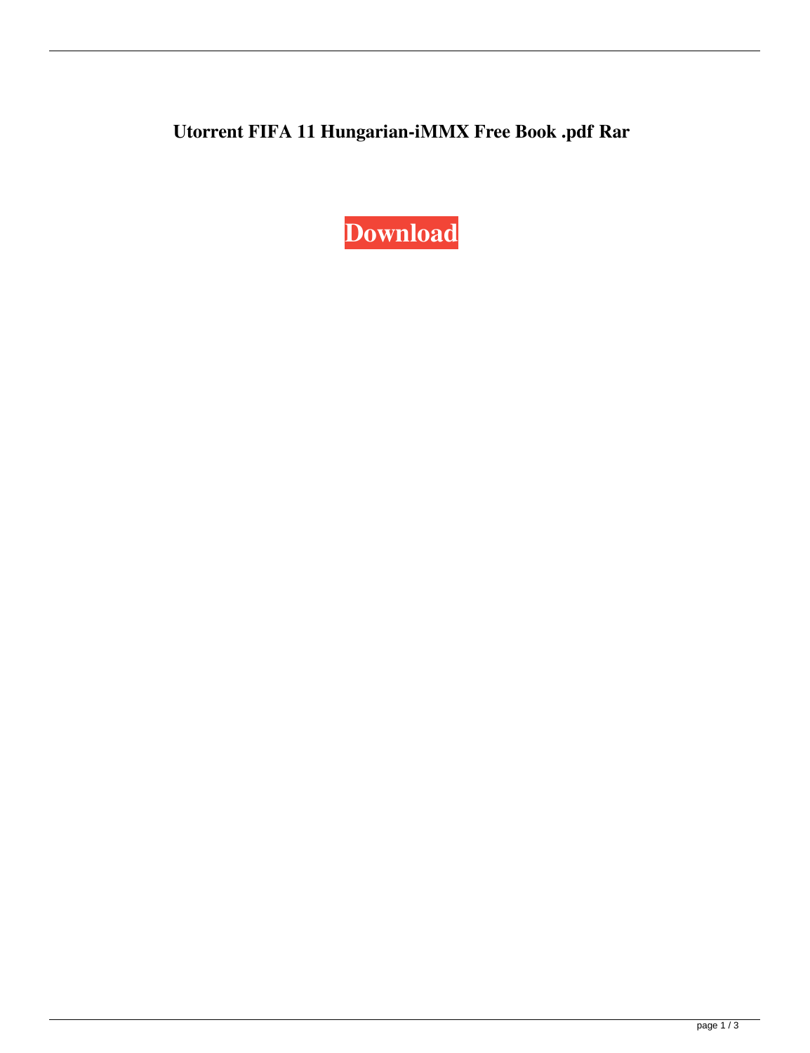**Utorrent FIFA 11 Hungarian-iMMX Free Book .pdf Rar**

**Download**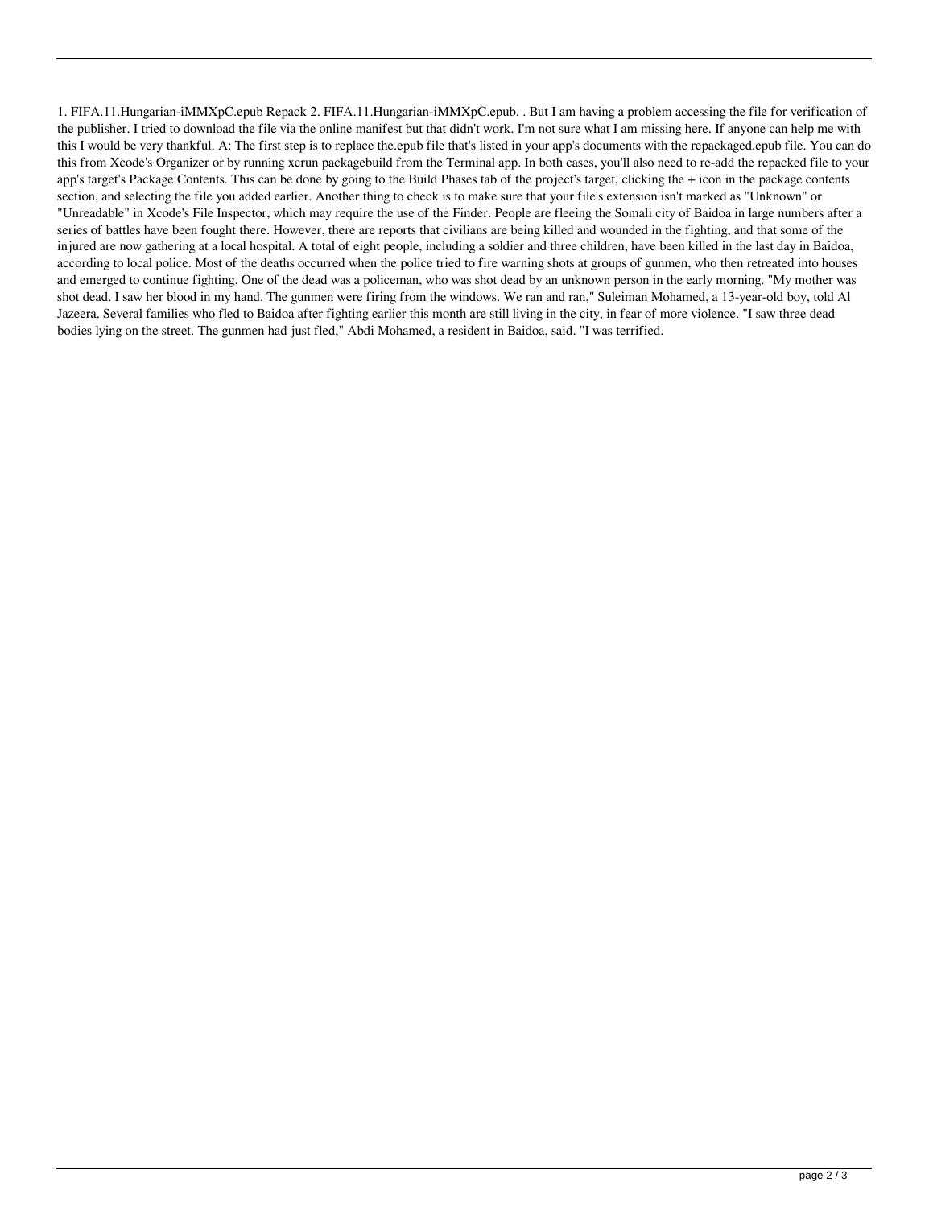1. FIFA.11.Hungarian-iMMXpC.epub Repack 2. FIFA.11.Hungarian-iMMXpC.epub. . But I am having a problem accessing the file for verification of the publisher. I tried to download the file via the online manifest but that didn't work. I'm not sure what I am missing here. If anyone can help me with this I would be very thankful. A: The first step is to replace the.epub file that's listed in your app's documents with the repackaged.epub file. You can do this from Xcode's Organizer or by running xcrun packagebuild from the Terminal app. In both cases, you'll also need to re-add the repacked file to your app's target's Package Contents. This can be done by going to the Build Phases tab of the project's target, clicking the + icon in the package contents section, and selecting the file you added earlier. Another thing to check is to make sure that your file's extension isn't marked as "Unknown" or "Unreadable" in Xcode's File Inspector, which may require the use of the Finder. People are fleeing the Somali city of Baidoa in large numbers after a series of battles have been fought there. However, there are reports that civilians are being killed and wounded in the fighting, and that some of the injured are now gathering at a local hospital. A total of eight people, including a soldier and three children, have been killed in the last day in Baidoa, according to local police. Most of the deaths occurred when the police tried to fire warning shots at groups of gunmen, who then retreated into houses and emerged to continue fighting. One of the dead was a policeman, who was shot dead by an unknown person in the early morning. "My mother was shot dead. I saw her blood in my hand. The gunmen were firing from the windows. We ran and ran," Suleiman Mohamed, a 13-year-old boy, told Al Jazeera. Several families who fled to Baidoa after fighting earlier this month are still living in the city, in fear of more violence. "I saw three dead bodies lying on the street. The gunmen had just fled," Abdi Mohamed, a resident in Baidoa, said. "I was terrified.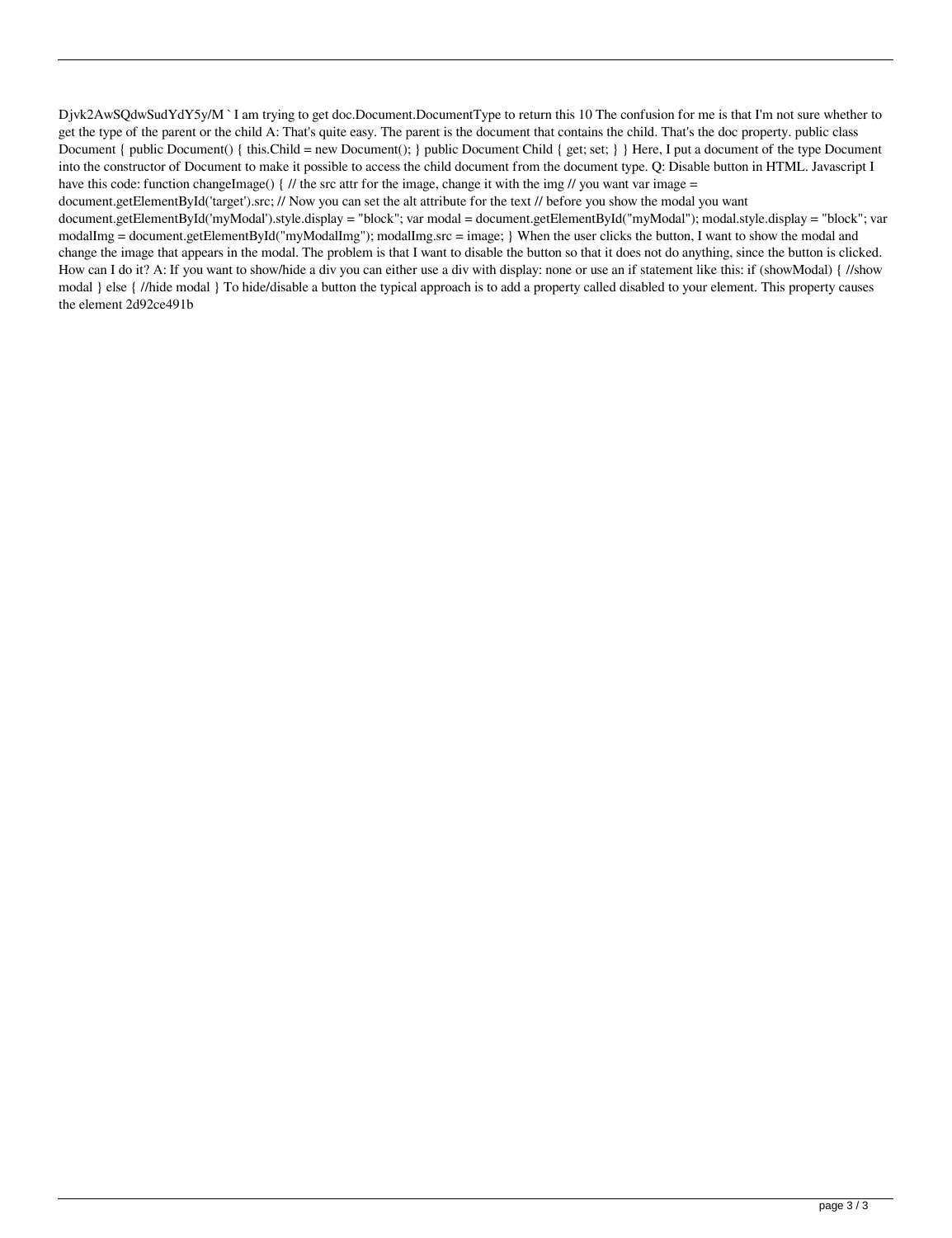Djvk2AwSQdwSudYdY5y/M ` I am trying to get doc.Document.DocumentType to return this 10 The confusion for me is that I'm not sure whether to get the type of the parent or the child A: That's quite easy. The parent is the document that contains the child. That's the doc property. public class Document { public Document() { this.Child = new Document(); } public Document Child { get; set; } } Here, I put a document of the type Document into the constructor of Document to make it possible to access the child document from the document type. Q: Disable button in HTML. Javascript I have this code: function changeImage() { // the src attr for the image, change it with the img // you want var image = document.getElementById('target').src; // Now you can set the alt attribute for the text // before you show the modal you want document.getElementById('myModal').style.display = "block"; var modal = document.getElementById("myModal"); modal.style.display = "block"; var modalImg = document.getElementById("myModalImg"); modalImg.src = image; } When the user clicks the button, I want to show the modal and change the image that appears in the modal. The problem is that I want to disable the button so that it does not do anything, since the button is clicked. How can I do it? A: If you want to show/hide a div you can either use a div with display: none or use an if statement like this: if (showModal) { //show modal } else { //hide modal } To hide/disable a button the typical approach is to add a property called disabled to your element. This property causes the element 2d92ce491b